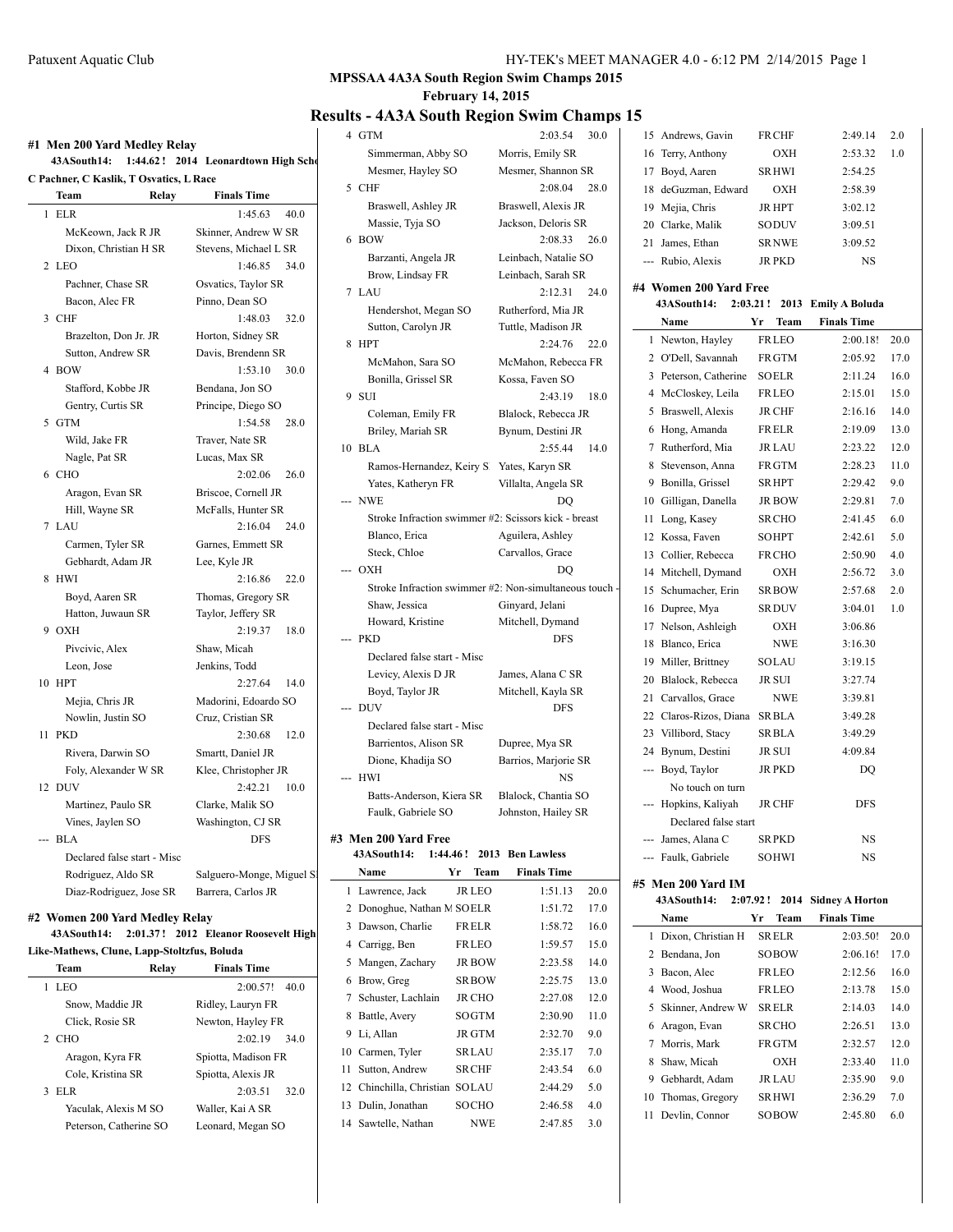# MPSSAA 4A3A South Region Swim Champs 2015

**February 14, 2015**

## Results - 4A3A South Region Swim Champs 15

### #1 Men 200 Yard Medley Relay

**43ASouth14: 1:44.62 ! 2014 Leonardtown High School**
**C Pachner, C Kaslik, T Osvatics, L Race**

| | Team | Relay | Finals Time | Points |
|---|---|---|---|---|
| 1 | ELR | | 1:45.63 | 40.0 |
| | McKeown, Jack R JR | Skinner, Andrew W SR | | |
| | Dixon, Christian H SR | Stevens, Michael L SR | | |
| 2 | LEO | | 1:46.85 | 34.0 |
| | Pachner, Chase SR | Osvatics, Taylor SR | | |
| | Bacon, Alec FR | Pinno, Dean SO | | |
| 3 | CHF | | 1:48.03 | 32.0 |
| | Brazelton, Don Jr. JR | Horton, Sidney SR | | |
| | Sutton, Andrew SR | Davis, Brendenn SR | | |
| 4 | BOW | | 1:53.10 | 30.0 |
| | Stafford, Kobbe JR | Bendana, Jon SO | | |
| | Gentry, Curtis SR | Principe, Diego SO | | |
| 5 | GTM | | 1:54.58 | 28.0 |
| | Wild, Jake FR | Traver, Nate SR | | |
| | Nagle, Pat SR | Lucas, Max SR | | |
| 6 | CHO | | 2:02.06 | 26.0 |
| | Aragon, Evan SR | Briscoe, Cornell JR | | |
| | Hill, Wayne SR | McFalls, Hunter SR | | |
| 7 | LAU | | 2:16.04 | 24.0 |
| | Carmen, Tyler SR | Garnes, Emmett SR | | |
| | Gebhardt, Adam JR | Lee, Kyle JR | | |
| 8 | HWI | | 2:16.86 | 22.0 |
| | Boyd, Aaren SR | Thomas, Gregory SR | | |
| | Hatton, Juwaun SR | Taylor, Jeffery SR | | |
| 9 | OXH | | 2:19.37 | 18.0 |
| | Pivcivic, Alex | Shaw, Micah | | |
| | Leon, Jose | Jenkins, Todd | | |
| 10 | HPT | | 2:27.64 | 14.0 |
| | Mejia, Chris JR | Madorini, Edoardo SO | | |
| | Nowlin, Justin SO | Cruz, Cristian SR | | |
| 11 | PKD | | 2:30.68 | 12.0 |
| | Rivera, Darwin SO | Smartt, Daniel JR | | |
| | Foly, Alexander W SR | Klee, Christopher JR | | |
| 12 | DUV | | 2:42.21 | 10.0 |
| | Martinez, Paulo SR | Clarke, Malik SO | | |
| | Vines, Jaylen SO | Washington, CJ SR | | |
| --- | BLA | | DFS | |
| | Declared false start - Misc | | | |
| | Rodriguez, Aldo SR | Salguero-Monge, Miguel SR | | |
| | Diaz-Rodriguez, Jose SR | Barrera, Carlos JR | | |

### #2 Women 200 Yard Medley Relay

**43ASouth14: 2:01.37 ! 2012 Eleanor Roosevelt High**
**Like-Mathews, Clune, Lapp-Stoltzfus, Boluda**

| | Team | Relay | Finals Time | Points |
|---|---|---|---|---|
| 1 | LEO | | 2:00.57! | 40.0 |
| | Snow, Maddie JR | Ridley, Lauryn FR | | |
| | Click, Rosie SR | Newton, Hayley FR | | |
| 2 | CHO | | 2:02.19 | 34.0 |
| | Aragon, Kyra FR | Spiotta, Madison FR | | |
| | Cole, Kristina SR | Spiotta, Alexis JR | | |
| 3 | ELR | | 2:03.51 | 32.0 |
| | Yaculak, Alexis M SO | Waller, Kai A SR | | |
| | Peterson, Catherine SO | Leonard, Megan SO | | |
| 4 | GTM | | 2:03.54 | 30.0 |
| | Simmerman, Abby SO | Morris, Emily SR | | |
| | Mesmer, Hayley SO | Mesmer, Shannon SR | | |
| 5 | CHF | | 2:08.04 | 28.0 |
| | Braswell, Ashley JR | Braswell, Alexis JR | | |
| | Massie, Tyja SO | Jackson, Deloris SR | | |
| 6 | BOW | | 2:08.33 | 26.0 |
| | Barzanti, Angela JR | Leinbach, Natalie SO | | |
| | Brow, Lindsay FR | Leinbach, Sarah SR | | |
| 7 | LAU | | 2:12.31 | 24.0 |
| | Hendershot, Megan SO | Rutherford, Mia JR | | |
| | Sutton, Carolyn JR | Tuttle, Madison JR | | |
| 8 | HPT | | 2:24.76 | 22.0 |
| | McMahon, Sara SO | McMahon, Rebecca FR | | |
| | Bonilla, Grissel SR | Kossa, Faven SO | | |
| 9 | SUI | | 2:43.19 | 18.0 |
| | Coleman, Emily FR | Blalock, Rebecca JR | | |
| | Briley, Mariah SR | Bynum, Destini JR | | |
| 10 | BLA | | 2:55.44 | 14.0 |
| | Ramos-Hernandez, Keiry S | Yates, Karyn SR | | |
| | Yates, Katheryn FR | Villalta, Angela SR | | |
| --- | NWE | | DQ | |
| | Stroke Infraction swimmer #2: Scissors kick - breast | | | |
| | Blanco, Erica | Aguilera, Ashley | | |
| | Steck, Chloe | Carvallos, Grace | | |
| --- | OXH | | DQ | |
| | Stroke Infraction swimmer #2: Non-simultaneous touch - | | | |
| | Shaw, Jessica | Ginyard, Jelani | | |
| | Howard, Kristine | Mitchell, Dymand | | |
| --- | PKD | | DFS | |
| | Declared false start - Misc | | | |
| | Levicy, Alexis D JR | James, Alana C SR | | |
| | Boyd, Taylor JR | Mitchell, Kayla SR | | |
| --- | DUV | | DFS | |
| | Declared false start - Misc | | | |
| | Barrientos, Alison SR | Dupree, Mya SR | | |
| | Dione, Khadija SO | Barrios, Marjorie SR | | |
| --- | HWI | | NS | |
| | Batts-Anderson, Kiera SR | Blalock, Chantia SO | | |
| | Faulk, Gabriele SO | Johnston, Hailey SR | | |

### #3 Men 200 Yard Free

**43ASouth14: 1:44.46 ! 2013 Ben Lawless**

| | Name | Yr | Team | Finals Time | Points |
|---|---|---|---|---|---|
| 1 | Lawrence, Jack | JR | LEO | 1:51.13 | 20.0 |
| 2 | Donoghue, Nathan M | SO | ELR | 1:51.72 | 17.0 |
| 3 | Dawson, Charlie | FR | ELR | 1:58.72 | 16.0 |
| 4 | Carrigg, Ben | FR | LEO | 1:59.57 | 15.0 |
| 5 | Mangen, Zachary | JR | BOW | 2:23.58 | 14.0 |
| 6 | Brow, Greg | SR | BOW | 2:25.75 | 13.0 |
| 7 | Schuster, Lachlain | JR | CHO | 2:27.08 | 12.0 |
| 8 | Battle, Avery | SO | GTM | 2:30.90 | 11.0 |
| 9 | Li, Allan | JR | GTM | 2:32.70 | 9.0 |
| 10 | Carmen, Tyler | SR | LAU | 2:35.17 | 7.0 |
| 11 | Sutton, Andrew | SR | CHF | 2:43.54 | 6.0 |
| 12 | Chinchilla, Christian | SO | LAU | 2:44.29 | 5.0 |
| 13 | Dulin, Jonathan | SO | CHO | 2:46.58 | 4.0 |
| 14 | Sawtelle, Nathan | | NWE | 2:47.85 | 3.0 |
| 15 | Andrews, Gavin | FR | CHF | 2:49.14 | 2.0 |
| 16 | Terry, Anthony | | OXH | 2:53.32 | 1.0 |
| 17 | Boyd, Aaren | SR | HWI | 2:54.25 | |
| 18 | deGuzman, Edward | | OXH | 2:58.39 | |
| 19 | Mejia, Chris | JR | HPT | 3:02.12 | |
| 20 | Clarke, Malik | SO | DUV | 3:09.51 | |
| 21 | James, Ethan | SR | NWE | 3:09.52 | |
| --- | Rubio, Alexis | JR | PKD | NS | |

### #4 Women 200 Yard Free

**43ASouth14: 2:03.21 ! 2013 Emily A Boluda**

| | Name | Yr | Team | Finals Time | Points |
|---|---|---|---|---|---|
| 1 | Newton, Hayley | FR | LEO | 2:00.18! | 20.0 |
| 2 | O'Dell, Savannah | FR | GTM | 2:05.92 | 17.0 |
| 3 | Peterson, Catherine | SO | ELR | 2:11.24 | 16.0 |
| 4 | McCloskey, Leila | FR | LEO | 2:15.01 | 15.0 |
| 5 | Braswell, Alexis | JR | CHF | 2:16.16 | 14.0 |
| 6 | Hong, Amanda | FR | ELR | 2:19.09 | 13.0 |
| 7 | Rutherford, Mia | JR | LAU | 2:23.22 | 12.0 |
| 8 | Stevenson, Anna | FR | GTM | 2:28.23 | 11.0 |
| 9 | Bonilla, Grissel | SR | HPT | 2:29.42 | 9.0 |
| 10 | Gilligan, Danella | JR | BOW | 2:29.81 | 7.0 |
| 11 | Long, Kasey | SR | CHO | 2:41.45 | 6.0 |
| 12 | Kossa, Faven | SO | HPT | 2:42.61 | 5.0 |
| 13 | Collier, Rebecca | FR | CHO | 2:50.90 | 4.0 |
| 14 | Mitchell, Dymand | | OXH | 2:56.72 | 3.0 |
| 15 | Schumacher, Erin | SR | BOW | 2:57.68 | 2.0 |
| 16 | Dupree, Mya | SR | DUV | 3:04.01 | 1.0 |
| 17 | Nelson, Ashleigh | | OXH | 3:06.86 | |
| 18 | Blanco, Erica | | NWE | 3:16.30 | |
| 19 | Miller, Brittney | SO | LAU | 3:19.15 | |
| 20 | Blalock, Rebecca | JR | SUI | 3:27.74 | |
| 21 | Carvallos, Grace | | NWE | 3:39.81 | |
| 22 | Claros-Rizos, Diana | SR | BLA | 3:49.28 | |
| 23 | Villibord, Stacy | SR | BLA | 3:49.29 | |
| 24 | Bynum, Destini | JR | SUI | 4:09.84 | |
| --- | Boyd, Taylor | JR | PKD | DQ | |
| | No touch on turn | | | | |
| --- | Hopkins, Kaliyah | JR | CHF | DFS | |
| | Declared false start | | | | |
| --- | James, Alana C | SR | PKD | NS | |
| --- | Faulk, Gabriele | SO | HWI | NS | |

### #5 Men 200 Yard IM

**43ASouth14: 2:07.92 ! 2014 Sidney A Horton**

| | Name | Yr | Team | Finals Time | Points |
|---|---|---|---|---|---|
| 1 | Dixon, Christian H | SR | ELR | 2:03.50! | 20.0 |
| 2 | Bendana, Jon | SO | BOW | 2:06.16! | 17.0 |
| 3 | Bacon, Alec | FR | LEO | 2:12.56 | 16.0 |
| 4 | Wood, Joshua | FR | LEO | 2:13.78 | 15.0 |
| 5 | Skinner, Andrew W | SR | ELR | 2:14.03 | 14.0 |
| 6 | Aragon, Evan | SR | CHO | 2:26.51 | 13.0 |
| 7 | Morris, Mark | FR | GTM | 2:32.57 | 12.0 |
| 8 | Shaw, Micah | | OXH | 2:33.40 | 11.0 |
| 9 | Gebhardt, Adam | JR | LAU | 2:35.90 | 9.0 |
| 10 | Thomas, Gregory | SR | HWI | 2:36.29 | 7.0 |
| 11 | Devlin, Connor | SO | BOW | 2:45.80 | 6.0 |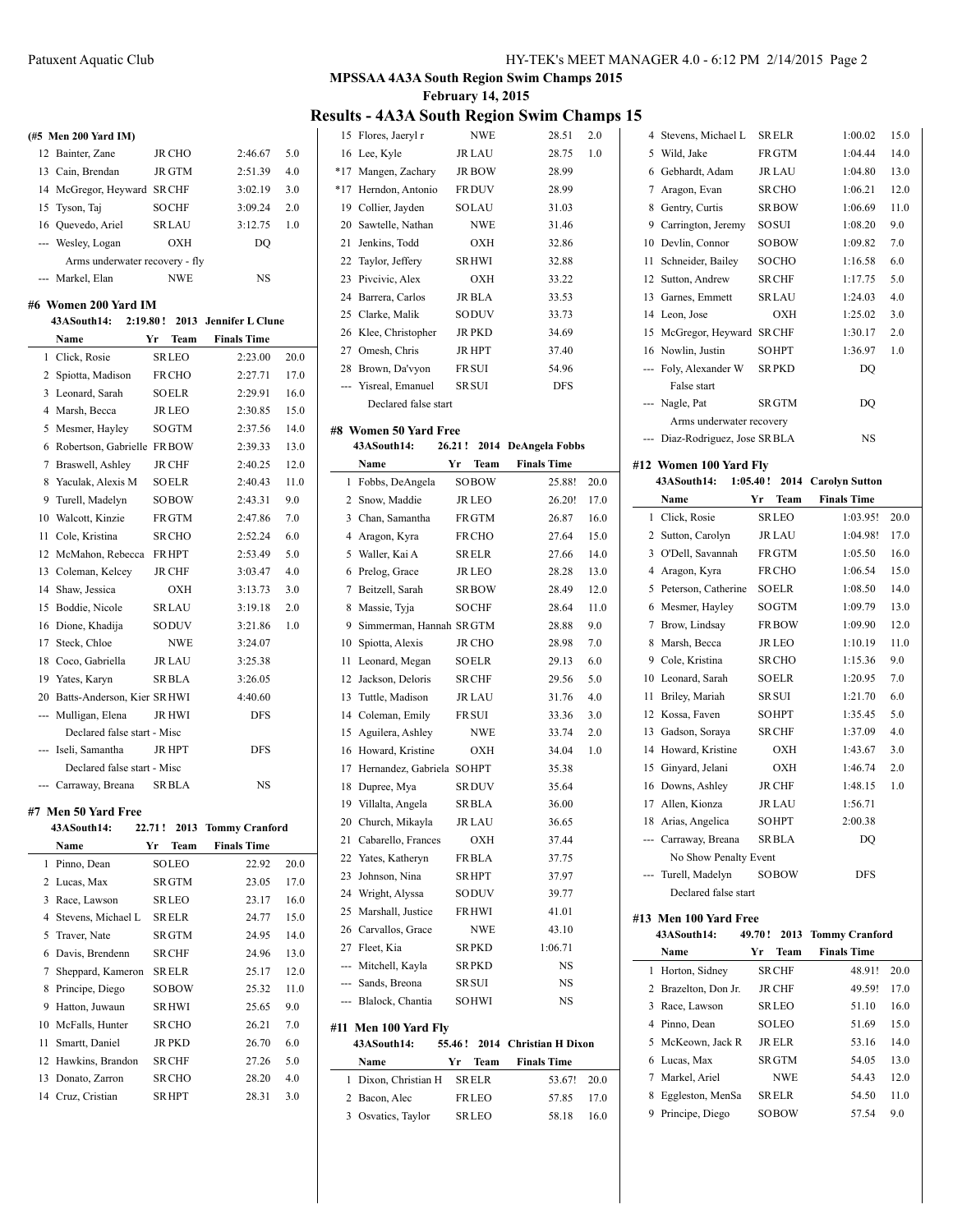## MPSSAA 4A3A South Region Swim Champs 2015

**February 14, 2015**

# Results - 4A3A South Region Swim Champs 15

### (#5 Men 200 Yard IM)

| | Name | Yr | Team | Finals Time | |
|---|---|---|---|---|---|
| 12 | Bainter, Zane | JR | CHO | 2:46.67 | 5.0 |
| 13 | Cain, Brendan | JR | GTM | 2:51.39 | 4.0 |
| 14 | McGregor, Heyward | SR | CHF | 3:02.19 | 3.0 |
| 15 | Tyson, Taj | SO | CHF | 3:09.24 | 2.0 |
| 16 | Quevedo, Ariel | SR | LAU | 3:12.75 | 1.0 |
| --- | Wesley, Logan | | OXH | DQ | |
| | Arms underwater recovery - fly | | | | |
| --- | Markel, Elan | | NWE | NS | |

### #6 Women 200 Yard IM

43ASouth14: 2:19.80 ! 2013 Jennifer L Clune

| | Name | Yr | Team | Finals Time | |
|---|---|---|---|---|---|
| 1 | Click, Rosie | SR | LEO | 2:23.00 | 20.0 |
| 2 | Spiotta, Madison | FR | CHO | 2:27.71 | 17.0 |
| 3 | Leonard, Sarah | SO | ELR | 2:29.91 | 16.0 |
| 4 | Marsh, Becca | JR | LEO | 2:30.85 | 15.0 |
| 5 | Mesmer, Hayley | SO | GTM | 2:37.56 | 14.0 |
| 6 | Robertson, Gabrielle | FR | BOW | 2:39.33 | 13.0 |
| 7 | Braswell, Ashley | JR | CHF | 2:40.25 | 12.0 |
| 8 | Yaculak, Alexis M | SO | ELR | 2:40.43 | 11.0 |
| 9 | Turell, Madelyn | SO | BOW | 2:43.31 | 9.0 |
| 10 | Walcott, Kinzie | FR | GTM | 2:47.86 | 7.0 |
| 11 | Cole, Kristina | SR | CHO | 2:52.24 | 6.0 |
| 12 | McMahon, Rebecca | FR | HPT | 2:53.49 | 5.0 |
| 13 | Coleman, Kelcey | JR | CHF | 3:03.47 | 4.0 |
| 14 | Shaw, Jessica | | OXH | 3:13.73 | 3.0 |
| 15 | Boddie, Nicole | SR | LAU | 3:19.18 | 2.0 |
| 16 | Dione, Khadija | SO | DUV | 3:21.86 | 1.0 |
| 17 | Steck, Chloe | | NWE | 3:24.07 | |
| 18 | Coco, Gabriella | JR | LAU | 3:25.38 | |
| 19 | Yates, Karyn | SR | BLA | 3:26.05 | |
| 20 | Batts-Anderson, Kier | SR | HWI | 4:40.60 | |
| --- | Mulligan, Elena | JR | HWI | DFS | |
| | Declared false start - Misc | | | | |
| --- | Iseli, Samantha | JR | HPT | DFS | |
| | Declared false start - Misc | | | | |
| --- | Carraway, Breana | SR | BLA | NS | |

### #7 Men 50 Yard Free

43ASouth14: 22.71 ! 2013 Tommy Cranford

| | Name | Yr | Team | Finals Time | |
|---|---|---|---|---|---|
| 1 | Pinno, Dean | SO | LEO | 22.92 | 20.0 |
| 2 | Lucas, Max | SR | GTM | 23.05 | 17.0 |
| 3 | Race, Lawson | SR | LEO | 23.17 | 16.0 |
| 4 | Stevens, Michael L | SR | ELR | 24.77 | 15.0 |
| 5 | Traver, Nate | SR | GTM | 24.95 | 14.0 |
| 6 | Davis, Brendenn | SR | CHF | 24.96 | 13.0 |
| 7 | Sheppard, Kameron | SR | ELR | 25.17 | 12.0 |
| 8 | Principe, Diego | SO | BOW | 25.32 | 11.0 |
| 9 | Hatton, Juwaun | SR | HWI | 25.65 | 9.0 |
| 10 | McFalls, Hunter | SR | CHO | 26.21 | 7.0 |
| 11 | Smartt, Daniel | JR | PKD | 26.70 | 6.0 |
| 12 | Hawkins, Brandon | SR | CHF | 27.26 | 5.0 |
| 13 | Donato, Zarron | SR | CHO | 28.20 | 4.0 |
| 14 | Cruz, Cristian | SR | HPT | 28.31 | 3.0 |
| 15 | Flores, Jaeryl r | | NWE | 28.51 | 2.0 |
| 16 | Lee, Kyle | JR | LAU | 28.75 | 1.0 |
| *17 | Mangen, Zachary | JR | BOW | 28.99 | |
| *17 | Herndon, Antonio | FR | DUV | 28.99 | |
| 19 | Collier, Jayden | SO | LAU | 31.03 | |
| 20 | Sawtelle, Nathan | | NWE | 31.46 | |
| 21 | Jenkins, Todd | | OXH | 32.86 | |
| 22 | Taylor, Jeffery | SR | HWI | 32.88 | |
| 23 | Pivcivic, Alex | | OXH | 33.22 | |
| 24 | Barrera, Carlos | JR | BLA | 33.53 | |
| 25 | Clarke, Malik | SO | DUV | 33.73 | |
| 26 | Klee, Christopher | JR | PKD | 34.69 | |
| 27 | Omesh, Chris | JR | HPT | 37.40 | |
| 28 | Brown, Da'vyon | FR | SUI | 54.96 | |
| --- | Yisreal, Emanuel | SR | SUI | DFS | |
| | Declared false start | | | | |

### #8 Women 50 Yard Free

43ASouth14: 26.21 ! 2014 DeAngela Fobbs

| | Name | Yr | Team | Finals Time | |
|---|---|---|---|---|---|
| 1 | Fobbs, DeAngela | SO | BOW | 25.88! | 20.0 |
| 2 | Snow, Maddie | JR | LEO | 26.20! | 17.0 |
| 3 | Chan, Samantha | FR | GTM | 26.87 | 16.0 |
| 4 | Aragon, Kyra | FR | CHO | 27.64 | 15.0 |
| 5 | Waller, Kai A | SR | ELR | 27.66 | 14.0 |
| 6 | Prelog, Grace | JR | LEO | 28.28 | 13.0 |
| 7 | Beitzell, Sarah | SR | BOW | 28.49 | 12.0 |
| 8 | Massie, Tyja | SO | CHF | 28.64 | 11.0 |
| 9 | Simmerman, Hannah | SR | GTM | 28.88 | 9.0 |
| 10 | Spiotta, Alexis | JR | CHO | 28.98 | 7.0 |
| 11 | Leonard, Megan | SO | ELR | 29.13 | 6.0 |
| 12 | Jackson, Deloris | SR | CHF | 29.56 | 5.0 |
| 13 | Tuttle, Madison | JR | LAU | 31.76 | 4.0 |
| 14 | Coleman, Emily | FR | SUI | 33.36 | 3.0 |
| 15 | Aguilera, Ashley | | NWE | 33.74 | 2.0 |
| 16 | Howard, Kristine | | OXH | 34.04 | 1.0 |
| 17 | Hernandez, Gabriela | SO | HPT | 35.38 | |
| 18 | Dupree, Mya | SR | DUV | 35.64 | |
| 19 | Villalta, Angela | SR | BLA | 36.00 | |
| 20 | Church, Mikayla | JR | LAU | 36.65 | |
| 21 | Cabarello, Frances | | OXH | 37.44 | |
| 22 | Yates, Katheryn | FR | BLA | 37.75 | |
| 23 | Johnson, Nina | SR | HPT | 37.97 | |
| 24 | Wright, Alyssa | SO | DUV | 39.77 | |
| 25 | Marshall, Justice | FR | HWI | 41.01 | |
| 26 | Carvallos, Grace | | NWE | 43.10 | |
| 27 | Fleet, Kia | SR | PKD | 1:06.71 | |
| --- | Mitchell, Kayla | SR | PKD | NS | |
| --- | Sands, Breona | SR | SUI | NS | |
| --- | Blalock, Chantia | SO | HWI | NS | |

### #11 Men 100 Yard Fly

43ASouth14: 55.46 ! 2014 Christian H Dixon

| | Name | Yr | Team | Finals Time | |
|---|---|---|---|---|---|
| 1 | Dixon, Christian H | SR | ELR | 53.67! | 20.0 |
| 2 | Bacon, Alec | FR | LEO | 57.85 | 17.0 |
| 3 | Osvatics, Taylor | SR | LEO | 58.18 | 16.0 |
| 4 | Stevens, Michael L | SR | ELR | 1:00.02 | 15.0 |
| 5 | Wild, Jake | FR | GTM | 1:04.44 | 14.0 |
| 6 | Gebhardt, Adam | JR | LAU | 1:04.80 | 13.0 |
| 7 | Aragon, Evan | SR | CHO | 1:06.21 | 12.0 |
| 8 | Gentry, Curtis | SR | BOW | 1:06.69 | 11.0 |
| 9 | Carrington, Jeremy | SO | SUI | 1:08.20 | 9.0 |
| 10 | Devlin, Connor | SO | BOW | 1:09.82 | 7.0 |
| 11 | Schneider, Bailey | SO | CHO | 1:16.58 | 6.0 |
| 12 | Sutton, Andrew | SR | CHF | 1:17.75 | 5.0 |
| 13 | Garnes, Emmett | SR | LAU | 1:24.03 | 4.0 |
| 14 | Leon, Jose | | OXH | 1:25.02 | 3.0 |
| 15 | McGregor, Heyward | SR | CHF | 1:30.17 | 2.0 |
| 16 | Nowlin, Justin | SO | HPT | 1:36.97 | 1.0 |
| --- | Foly, Alexander W | SR | PKD | DQ | |
| | False start | | | | |
| --- | Nagle, Pat | SR | GTM | DQ | |
| | Arms underwater recovery | | | | |
| --- | Diaz-Rodriguez, Jose | SR | BLA | NS | |

### #12 Women 100 Yard Fly

43ASouth14: 1:05.40 ! 2014 Carolyn Sutton

| | Name | Yr | Team | Finals Time | |
|---|---|---|---|---|---|
| 1 | Click, Rosie | SR | LEO | 1:03.95! | 20.0 |
| 2 | Sutton, Carolyn | JR | LAU | 1:04.98! | 17.0 |
| 3 | O'Dell, Savannah | FR | GTM | 1:05.50 | 16.0 |
| 4 | Aragon, Kyra | FR | CHO | 1:06.54 | 15.0 |
| 5 | Peterson, Catherine | SO | ELR | 1:08.50 | 14.0 |
| 6 | Mesmer, Hayley | SO | GTM | 1:09.79 | 13.0 |
| 7 | Brow, Lindsay | FR | BOW | 1:09.90 | 12.0 |
| 8 | Marsh, Becca | JR | LEO | 1:10.19 | 11.0 |
| 9 | Cole, Kristina | SR | CHO | 1:15.36 | 9.0 |
| 10 | Leonard, Sarah | SO | ELR | 1:20.95 | 7.0 |
| 11 | Briley, Mariah | SR | SUI | 1:21.70 | 6.0 |
| 12 | Kossa, Faven | SO | HPT | 1:35.45 | 5.0 |
| 13 | Gadson, Soraya | SR | CHF | 1:37.09 | 4.0 |
| 14 | Howard, Kristine | | OXH | 1:43.67 | 3.0 |
| 15 | Ginyard, Jelani | | OXH | 1:46.74 | 2.0 |
| 16 | Downs, Ashley | JR | CHF | 1:48.15 | 1.0 |
| 17 | Allen, Kionza | JR | LAU | 1:56.71 | |
| 18 | Arias, Angelica | SO | HPT | 2:00.38 | |
| --- | Carraway, Breana | SR | BLA | DQ | |
| | No Show Penalty Event | | | | |
| --- | Turell, Madelyn | SO | BOW | DFS | |
| | Declared false start | | | | |

### #13 Men 100 Yard Free

43ASouth14: 49.70 ! 2013 Tommy Cranford

| | Name | Yr | Team | Finals Time | |
|---|---|---|---|---|---|
| 1 | Horton, Sidney | SR | CHF | 48.91! | 20.0 |
| 2 | Brazelton, Don Jr. | JR | CHF | 49.59! | 17.0 |
| 3 | Race, Lawson | SR | LEO | 51.10 | 16.0 |
| 4 | Pinno, Dean | SO | LEO | 51.69 | 15.0 |
| 5 | McKeown, Jack R | JR | ELR | 53.16 | 14.0 |
| 6 | Lucas, Max | SR | GTM | 54.05 | 13.0 |
| 7 | Markel, Ariel | | NWE | 54.43 | 12.0 |
| 8 | Eggleston, MenSa | SR | ELR | 54.50 | 11.0 |
| 9 | Principe, Diego | SO | BOW | 57.54 | 9.0 |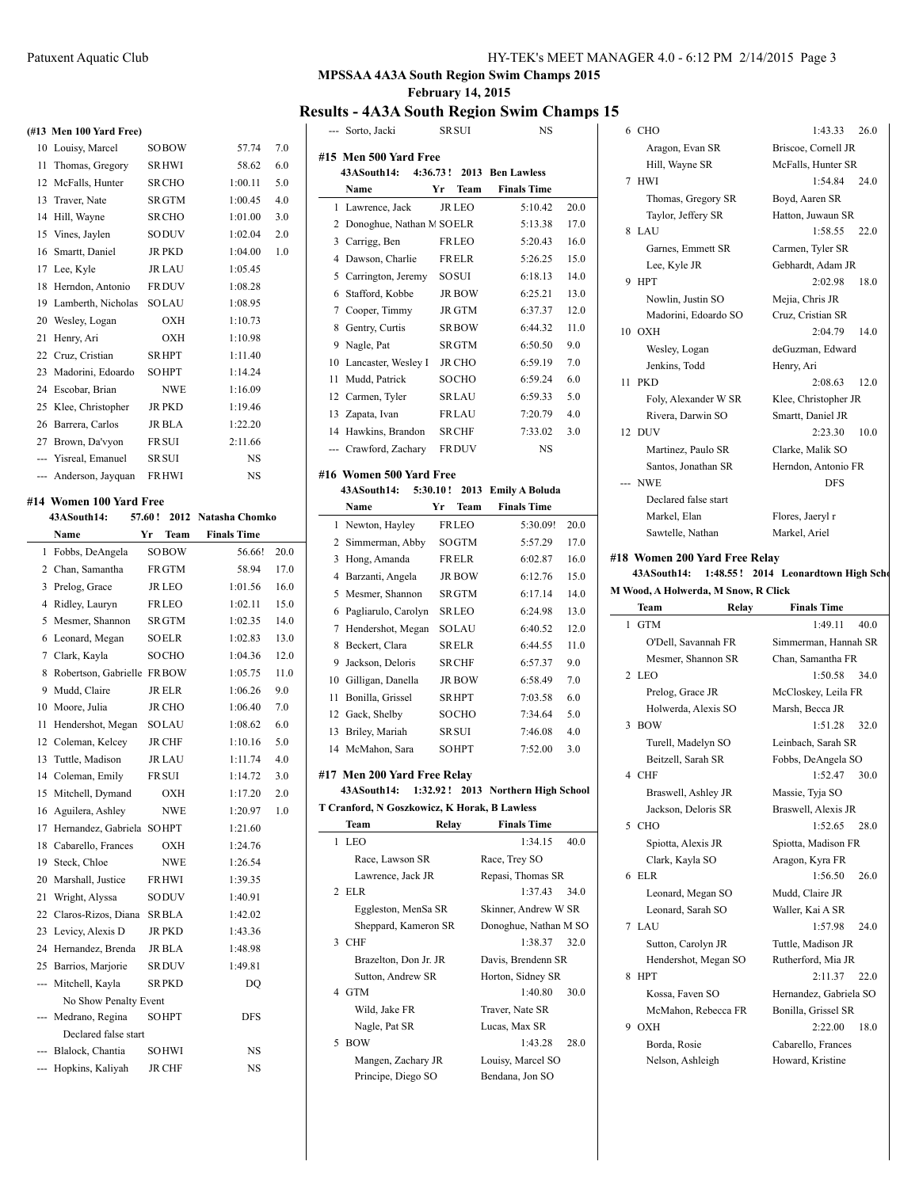# MPSSAA 4A3A South Region Swim Champs 2015

**February 14, 2015**

## Results - 4A3A South Region Swim Champs 15

### (#13 Men 100 Yard Free)

| | Name | Yr | Team | Finals Time | Points |
|---|---|---|---|---|---|
| 10 | Louisy, Marcel | SO | BOW | 57.74 | 7.0 |
| 11 | Thomas, Gregory | SR | HWI | 58.62 | 6.0 |
| 12 | McFalls, Hunter | SR | CHO | 1:00.11 | 5.0 |
| 13 | Traver, Nate | SR | GTM | 1:00.45 | 4.0 |
| 14 | Hill, Wayne | SR | CHO | 1:01.00 | 3.0 |
| 15 | Vines, Jaylen | SO | DUV | 1:02.04 | 2.0 |
| 16 | Smartt, Daniel | JR | PKD | 1:04.00 | 1.0 |
| 17 | Lee, Kyle | JR | LAU | 1:05.45 | |
| 18 | Herndon, Antonio | FR | DUV | 1:08.28 | |
| 19 | Lamberth, Nicholas | SO | LAU | 1:08.95 | |
| 20 | Wesley, Logan | | OXH | 1:10.73 | |
| 21 | Henry, Ari | | OXH | 1:10.98 | |
| 22 | Cruz, Cristian | SR | HPT | 1:11.40 | |
| 23 | Madorini, Edoardo | SO | HPT | 1:14.24 | |
| 24 | Escobar, Brian | | NWE | 1:16.09 | |
| 25 | Klee, Christopher | JR | PKD | 1:19.46 | |
| 26 | Barrera, Carlos | JR | BLA | 1:22.20 | |
| 27 | Brown, Da'vyon | FR | SUI | 2:11.66 | |
| --- | Yisreal, Emanuel | SR | SUI | NS | |
| --- | Anderson, Jayquan | FR | HWI | NS | |

### #14 Women 100 Yard Free

**43ASouth14: 57.60 ! 2012 Natasha Chomko**

| | Name | Yr | Team | Finals Time | Points |
|---|---|---|---|---|---|
| 1 | Fobbs, DeAngela | SO | BOW | 56.66! | 20.0 |
| 2 | Chan, Samantha | FR | GTM | 58.94 | 17.0 |
| 3 | Prelog, Grace | JR | LEO | 1:01.56 | 16.0 |
| 4 | Ridley, Lauryn | FR | LEO | 1:02.11 | 15.0 |
| 5 | Mesmer, Shannon | SR | GTM | 1:02.35 | 14.0 |
| 6 | Leonard, Megan | SO | ELR | 1:02.83 | 13.0 |
| 7 | Clark, Kayla | SO | CHO | 1:04.36 | 12.0 |
| 8 | Robertson, Gabrielle | FR | BOW | 1:05.75 | 11.0 |
| 9 | Mudd, Claire | JR | ELR | 1:06.26 | 9.0 |
| 10 | Moore, Julia | JR | CHO | 1:06.40 | 7.0 |
| 11 | Hendershot, Megan | SO | LAU | 1:08.62 | 6.0 |
| 12 | Coleman, Kelcey | JR | CHF | 1:10.16 | 5.0 |
| 13 | Tuttle, Madison | JR | LAU | 1:11.74 | 4.0 |
| 14 | Coleman, Emily | FR | SUI | 1:14.72 | 3.0 |
| 15 | Mitchell, Dymand | | OXH | 1:17.20 | 2.0 |
| 16 | Aguilera, Ashley | | NWE | 1:20.97 | 1.0 |
| 17 | Hernandez, Gabriela | SO | HPT | 1:21.60 | |
| 18 | Cabarello, Frances | | OXH | 1:24.76 | |
| 19 | Steck, Chloe | | NWE | 1:26.54 | |
| 20 | Marshall, Justice | FR | HWI | 1:39.35 | |
| 21 | Wright, Alyssa | SO | DUV | 1:40.91 | |
| 22 | Claros-Rizos, Diana | SR | BLA | 1:42.02 | |
| 23 | Levicy, Alexis D | JR | PKD | 1:43.36 | |
| 24 | Hernandez, Brenda | JR | BLA | 1:48.98 | |
| 25 | Barrios, Marjorie | SR | DUV | 1:49.81 | |
| --- | Mitchell, Kayla | SR | PKD | DQ | |
| | No Show Penalty Event | | | | |
| --- | Medrano, Regina | SO | HPT | DFS | |
| | Declared false start | | | | |
| --- | Blalock, Chantia | SO | HWI | NS | |
| --- | Hopkins, Kaliyah | JR | CHF | NS | |
| --- | Sorto, Jacki | SR | SUI | NS | |

### #15 Men 500 Yard Free

**43ASouth14: 4:36.73 ! 2013 Ben Lawless**

| | Name | Yr | Team | Finals Time | Points |
|---|---|---|---|---|---|
| 1 | Lawrence, Jack | JR | LEO | 5:10.42 | 20.0 |
| 2 | Donoghue, Nathan M | SO | ELR | 5:13.38 | 17.0 |
| 3 | Carrigg, Ben | FR | LEO | 5:20.43 | 16.0 |
| 4 | Dawson, Charlie | FR | ELR | 5:26.25 | 15.0 |
| 5 | Carrington, Jeremy | SO | SUI | 6:18.13 | 14.0 |
| 6 | Stafford, Kobbe | JR | BOW | 6:25.21 | 13.0 |
| 7 | Cooper, Timmy | JR | GTM | 6:37.37 | 12.0 |
| 8 | Gentry, Curtis | SR | BOW | 6:44.32 | 11.0 |
| 9 | Nagle, Pat | SR | GTM | 6:50.50 | 9.0 |
| 10 | Lancaster, Wesley I | JR | CHO | 6:59.19 | 7.0 |
| 11 | Mudd, Patrick | SO | CHO | 6:59.24 | 6.0 |
| 12 | Carmen, Tyler | SR | LAU | 6:59.33 | 5.0 |
| 13 | Zapata, Ivan | FR | LAU | 7:20.79 | 4.0 |
| 14 | Hawkins, Brandon | SR | CHF | 7:33.02 | 3.0 |
| --- | Crawford, Zachary | FR | DUV | NS | |

### #16 Women 500 Yard Free

**43ASouth14: 5:30.10 ! 2013 Emily A Boluda**

| | Name | Yr | Team | Finals Time | Points |
|---|---|---|---|---|---|
| 1 | Newton, Hayley | FR | LEO | 5:30.09! | 20.0 |
| 2 | Simmerman, Abby | SO | GTM | 5:57.29 | 17.0 |
| 3 | Hong, Amanda | FR | ELR | 6:02.87 | 16.0 |
| 4 | Barzanti, Angela | JR | BOW | 6:12.76 | 15.0 |
| 5 | Mesmer, Shannon | SR | GTM | 6:17.14 | 14.0 |
| 6 | Pagliarulo, Carolyn | SR | LEO | 6:24.98 | 13.0 |
| 7 | Hendershot, Megan | SO | LAU | 6:40.52 | 12.0 |
| 8 | Beckert, Clara | SR | ELR | 6:44.55 | 11.0 |
| 9 | Jackson, Deloris | SR | CHF | 6:57.37 | 9.0 |
| 10 | Gilligan, Danella | JR | BOW | 6:58.49 | 7.0 |
| 11 | Bonilla, Grissel | SR | HPT | 7:03.58 | 6.0 |
| 12 | Gack, Shelby | SO | CHO | 7:34.64 | 5.0 |
| 13 | Briley, Mariah | SR | SUI | 7:46.08 | 4.0 |
| 14 | McMahon, Sara | SO | HPT | 7:52.00 | 3.0 |

### #17 Men 200 Yard Free Relay

**43ASouth14: 1:32.92 ! 2013 Northern High School**

**T Cranford, N Goszkowicz, K Horak, B Lawless**

| | Team | Relay | Finals Time | Points |
|---|---|---|---|---|
| 1 | LEO | | 1:34.15 | 40.0 |
| | Race, Lawson SR | Race, Trey SO | | |
| | Lawrence, Jack JR | Repasi, Thomas SR | | |
| 2 | ELR | | 1:37.43 | 34.0 |
| | Eggleston, MenSa SR | Skinner, Andrew W SR | | |
| | Sheppard, Kameron SR | Donoghue, Nathan M SO | | |
| 3 | CHF | | 1:38.37 | 32.0 |
| | Brazelton, Don Jr. JR | Davis, Brendenn SR | | |
| | Sutton, Andrew SR | Horton, Sidney SR | | |
| 4 | GTM | | 1:40.80 | 30.0 |
| | Wild, Jake FR | Traver, Nate SR | | |
| | Nagle, Pat SR | Lucas, Max SR | | |
| 5 | BOW | | 1:43.28 | 28.0 |
| | Mangen, Zachary JR | Louisy, Marcel SO | | |
| | Principe, Diego SO | Bendana, Jon SO | | |
| 6 | CHO | | 1:43.33 | 26.0 |
| | Aragon, Evan SR | Briscoe, Cornell JR | | |
| | Hill, Wayne SR | McFalls, Hunter SR | | |
| 7 | HWI | | 1:54.84 | 24.0 |
| | Thomas, Gregory SR | Boyd, Aaren SR | | |
| | Taylor, Jeffery SR | Hatton, Juwaun SR | | |
| 8 | LAU | | 1:58.55 | 22.0 |
| | Garnes, Emmett SR | Carmen, Tyler SR | | |
| | Lee, Kyle JR | Gebhardt, Adam JR | | |
| 9 | HPT | | 2:02.98 | 18.0 |
| | Nowlin, Justin SO | Mejia, Chris JR | | |
| | Madorini, Edoardo SO | Cruz, Cristian SR | | |
| 10 | OXH | | 2:04.79 | 14.0 |
| | Wesley, Logan | deGuzman, Edward | | |
| | Jenkins, Todd | Henry, Ari | | |
| 11 | PKD | | 2:08.63 | 12.0 |
| | Foly, Alexander W SR | Klee, Christopher JR | | |
| | Rivera, Darwin SO | Smartt, Daniel JR | | |
| 12 | DUV | | 2:23.30 | 10.0 |
| | Martinez, Paulo SR | Clarke, Malik SO | | |
| | Santos, Jonathan SR | Herndon, Antonio FR | | |
| --- | NWE | | DFS | |
| | Declared false start | | | |
| | Markel, Elan | Flores, Jaeryl r | | |
| | Sawtelle, Nathan | Markel, Ariel | | |

### #18 Women 200 Yard Free Relay

**43ASouth14: 1:48.55 ! 2014 Leonardtown High School**

**M Wood, A Holwerda, M Snow, R Click**

| | Team | Relay | Finals Time | Points |
|---|---|---|---|---|
| 1 | GTM | | 1:49.11 | 40.0 |
| | O'Dell, Savannah FR | Simmerman, Hannah SR | | |
| | Mesmer, Shannon SR | Chan, Samantha FR | | |
| 2 | LEO | | 1:50.58 | 34.0 |
| | Prelog, Grace JR | McCloskey, Leila FR | | |
| | Holwerda, Alexis SO | Marsh, Becca JR | | |
| 3 | BOW | | 1:51.28 | 32.0 |
| | Turell, Madelyn SO | Leinbach, Sarah SR | | |
| | Beitzell, Sarah SR | Fobbs, DeAngela SO | | |
| 4 | CHF | | 1:52.47 | 30.0 |
| | Braswell, Ashley JR | Massie, Tyja SO | | |
| | Jackson, Deloris SR | Braswell, Alexis JR | | |
| 5 | CHO | | 1:52.65 | 28.0 |
| | Spiotta, Alexis JR | Spiotta, Madison FR | | |
| | Clark, Kayla SO | Aragon, Kyra FR | | |
| 6 | ELR | | 1:56.50 | 26.0 |
| | Leonard, Megan SO | Mudd, Claire JR | | |
| | Leonard, Sarah SO | Waller, Kai A SR | | |
| 7 | LAU | | 1:57.98 | 24.0 |
| | Sutton, Carolyn JR | Tuttle, Madison JR | | |
| | Hendershot, Megan SO | Rutherford, Mia JR | | |
| 8 | HPT | | 2:11.37 | 22.0 |
| | Kossa, Faven SO | Hernandez, Gabriela SO | | |
| | McMahon, Rebecca FR | Bonilla, Grissel SR | | |
| 9 | OXH | | 2:22.00 | 18.0 |
| | Borda, Rosie | Cabarello, Frances | | |
| | Nelson, Ashleigh | Howard, Kristine | | |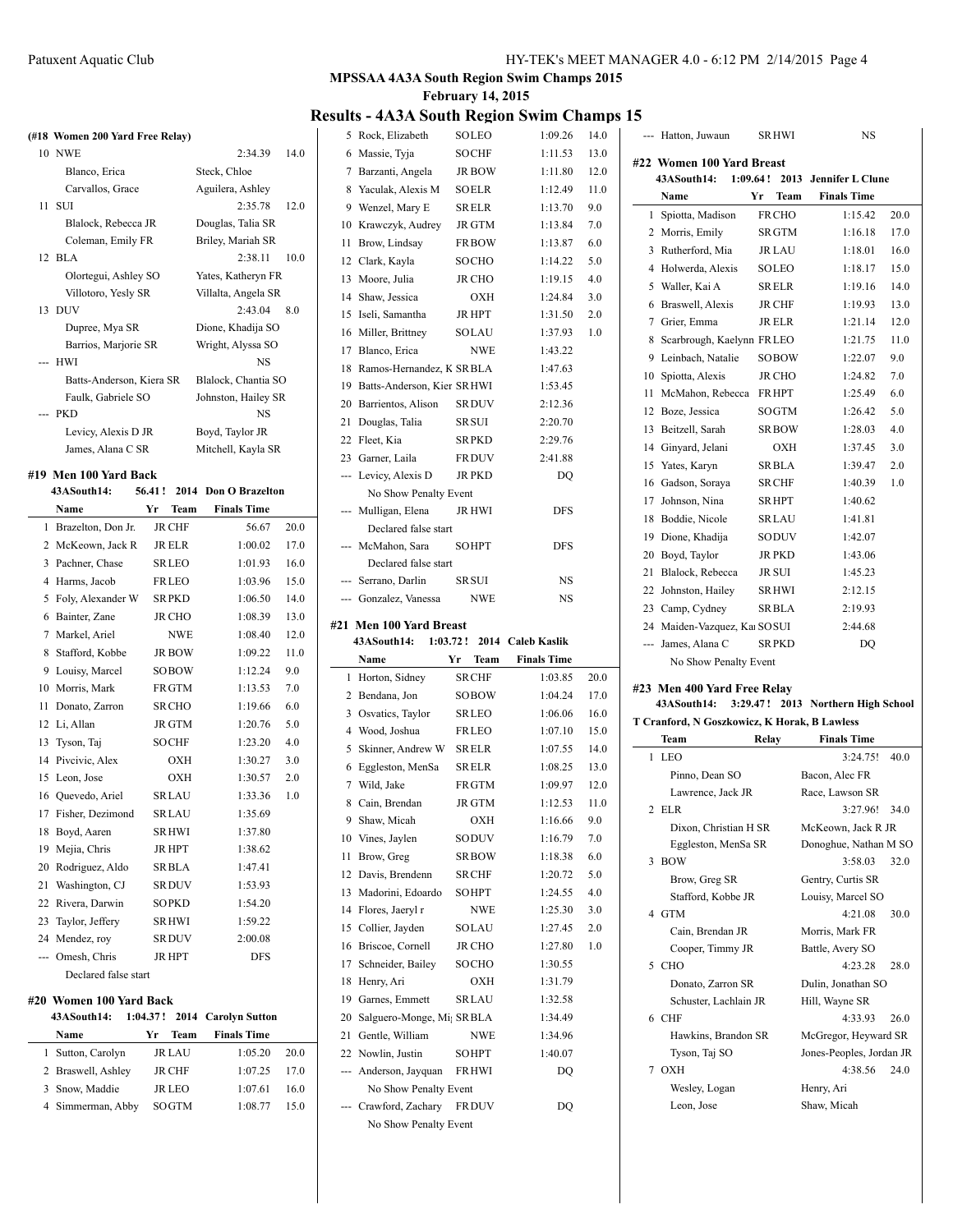# MPSSAA 4A3A South Region Swim Champs 2015

**February 14, 2015**

## Results - 4A3A South Region Swim Champs 15

### (#18 Women 200 Yard Free Relay)

| | Team | | Finals Time | |
|---|---|---|---|---|
| 10 | NWE | | 2:34.39 | 14.0 |
| | Blanco, Erica | Steck, Chloe | | |
| | Carvallos, Grace | Aguilera, Ashley | | |
| 11 | SUI | | 2:35.78 | 12.0 |
| | Blalock, Rebecca JR | Douglas, Talia SR | | |
| | Coleman, Emily FR | Briley, Mariah SR | | |
| 12 | BLA | | 2:38.11 | 10.0 |
| | Olortegui, Ashley SO | Yates, Katheryn FR | | |
| | Villotoro, Yesly SR | Villalta, Angela SR | | |
| 13 | DUV | | 2:43.04 | 8.0 |
| | Dupree, Mya SR | Dione, Khadija SO | | |
| | Barrios, Marjorie SR | Wright, Alyssa SO | | |
| --- | HWI | | NS | |
| | Batts-Anderson, Kiera SR | Blalock, Chantia SO | | |
| | Faulk, Gabriele SO | Johnston, Hailey SR | | |
| --- | PKD | | NS | |
| | Levicy, Alexis D JR | Boyd, Taylor JR | | |
| | James, Alana C SR | Mitchell, Kayla SR | | |

### #19 Men 100 Yard Back

43ASouth14: 56.41 ! 2014 Don O Brazelton

| | Name | Yr | Team | Finals Time | |
|---|---|---|---|---|---|
| 1 | Brazelton, Don Jr. | JR | CHF | 56.67 | 20.0 |
| 2 | McKeown, Jack R | JR | ELR | 1:00.02 | 17.0 |
| 3 | Pachner, Chase | SR | LEO | 1:01.93 | 16.0 |
| 4 | Harms, Jacob | FR | LEO | 1:03.96 | 15.0 |
| 5 | Foly, Alexander W | SR | PKD | 1:06.50 | 14.0 |
| 6 | Bainter, Zane | JR | CHO | 1:08.39 | 13.0 |
| 7 | Markel, Ariel | | NWE | 1:08.40 | 12.0 |
| 8 | Stafford, Kobbe | JR | BOW | 1:09.22 | 11.0 |
| 9 | Louisy, Marcel | SO | BOW | 1:12.24 | 9.0 |
| 10 | Morris, Mark | FR | GTM | 1:13.53 | 7.0 |
| 11 | Donato, Zarron | SR | CHO | 1:19.66 | 6.0 |
| 12 | Li, Allan | JR | GTM | 1:20.76 | 5.0 |
| 13 | Tyson, Taj | SO | CHF | 1:23.20 | 4.0 |
| 14 | Pivcivic, Alex | | OXH | 1:30.27 | 3.0 |
| 15 | Leon, Jose | | OXH | 1:30.57 | 2.0 |
| 16 | Quevedo, Ariel | SR | LAU | 1:33.36 | 1.0 |
| 17 | Fisher, Dezimond | SR | LAU | 1:35.69 | |
| 18 | Boyd, Aaren | SR | HWI | 1:37.80 | |
| 19 | Mejia, Chris | JR | HPT | 1:38.62 | |
| 20 | Rodriguez, Aldo | SR | BLA | 1:47.41 | |
| 21 | Washington, CJ | SR | DUV | 1:53.93 | |
| 22 | Rivera, Darwin | SO | PKD | 1:54.20 | |
| 23 | Taylor, Jeffery | SR | HWI | 1:59.22 | |
| 24 | Mendez, roy | SR | DUV | 2:00.08 | |
| --- | Omesh, Chris | JR | HPT | DFS | |
| | Declared false start | | | | |

### #20 Women 100 Yard Back

43ASouth14: 1:04.37 ! 2014 Carolyn Sutton

| | Name | Yr | Team | Finals Time | |
|---|---|---|---|---|---|
| 1 | Sutton, Carolyn | JR | LAU | 1:05.20 | 20.0 |
| 2 | Braswell, Ashley | JR | CHF | 1:07.25 | 17.0 |
| 3 | Snow, Maddie | JR | LEO | 1:07.61 | 16.0 |
| 4 | Simmerman, Abby | SO | GTM | 1:08.77 | 15.0 |
| 5 | Rock, Elizabeth | SO | LEO | 1:09.26 | 14.0 |
| 6 | Massie, Tyja | SO | CHF | 1:11.53 | 13.0 |
| 7 | Barzanti, Angela | JR | BOW | 1:11.80 | 12.0 |
| 8 | Yaculak, Alexis M | SO | ELR | 1:12.49 | 11.0 |
| 9 | Wenzel, Mary E | SR | ELR | 1:13.70 | 9.0 |
| 10 | Krawczyk, Audrey | JR | GTM | 1:13.84 | 7.0 |
| 11 | Brow, Lindsay | FR | BOW | 1:13.87 | 6.0 |
| 12 | Clark, Kayla | SO | CHO | 1:14.22 | 5.0 |
| 13 | Moore, Julia | JR | CHO | 1:19.15 | 4.0 |
| 14 | Shaw, Jessica | | OXH | 1:24.84 | 3.0 |
| 15 | Iseli, Samantha | JR | HPT | 1:31.50 | 2.0 |
| 16 | Miller, Brittney | SO | LAU | 1:37.93 | 1.0 |
| 17 | Blanco, Erica | | NWE | 1:43.22 | |
| 18 | Ramos-Hernandez, K | SR | BLA | 1:47.63 | |
| 19 | Batts-Anderson, Kier | SR | HWI | 1:53.45 | |
| 20 | Barrientos, Alison | SR | DUV | 2:12.36 | |
| 21 | Douglas, Talia | SR | SUI | 2:20.70 | |
| 22 | Fleet, Kia | SR | PKD | 2:29.76 | |
| 23 | Garner, Laila | FR | DUV | 2:41.88 | |
| --- | Levicy, Alexis D | JR | PKD | DQ | |
| | No Show Penalty Event | | | | |
| --- | Mulligan, Elena | JR | HWI | DFS | |
| | Declared false start | | | | |
| --- | McMahon, Sara | SO | HPT | DFS | |
| | Declared false start | | | | |
| --- | Serrano, Darlin | SR | SUI | NS | |
| --- | Gonzalez, Vanessa | | NWE | NS | |

### #21 Men 100 Yard Breast

43ASouth14: 1:03.72 ! 2014 Caleb Kaslik

| | Name | Yr | Team | Finals Time | |
|---|---|---|---|---|---|
| 1 | Horton, Sidney | SR | CHF | 1:03.85 | 20.0 |
| 2 | Bendana, Jon | SO | BOW | 1:04.24 | 17.0 |
| 3 | Osvatics, Taylor | SR | LEO | 1:06.06 | 16.0 |
| 4 | Wood, Joshua | FR | LEO | 1:07.10 | 15.0 |
| 5 | Skinner, Andrew W | SR | ELR | 1:07.55 | 14.0 |
| 6 | Eggleston, MenSa | SR | ELR | 1:08.25 | 13.0 |
| 7 | Wild, Jake | FR | GTM | 1:09.97 | 12.0 |
| 8 | Cain, Brendan | JR | GTM | 1:12.53 | 11.0 |
| 9 | Shaw, Micah | | OXH | 1:16.66 | 9.0 |
| 10 | Vines, Jaylen | SO | DUV | 1:16.79 | 7.0 |
| 11 | Brow, Greg | SR | BOW | 1:18.38 | 6.0 |
| 12 | Davis, Brendenn | SR | CHF | 1:20.72 | 5.0 |
| 13 | Madorini, Edoardo | SO | HPT | 1:24.55 | 4.0 |
| 14 | Flores, Jaeryl r | | NWE | 1:25.30 | 3.0 |
| 15 | Collier, Jayden | SO | LAU | 1:27.45 | 2.0 |
| 16 | Briscoe, Cornell | JR | CHO | 1:27.80 | 1.0 |
| 17 | Schneider, Bailey | SO | CHO | 1:30.55 | |
| 18 | Henry, Ari | | OXH | 1:31.79 | |
| 19 | Garnes, Emmett | SR | LAU | 1:32.58 | |
| 20 | Salguero-Monge, Mi | SR | BLA | 1:34.49 | |
| 21 | Gentle, William | | NWE | 1:34.96 | |
| 22 | Nowlin, Justin | SO | HPT | 1:40.07 | |
| --- | Anderson, Jayquan | FR | HWI | DQ | |
| | No Show Penalty Event | | | | |
| --- | Crawford, Zachary | FR | DUV | DQ | |
| | No Show Penalty Event | | | | |
| --- | Hatton, Juwaun | SR | HWI | NS | |

### #22 Women 100 Yard Breast

43ASouth14: 1:09.64 ! 2013 Jennifer L Clune

| | Name | Yr | Team | Finals Time | |
|---|---|---|---|---|---|
| 1 | Spiotta, Madison | FR | CHO | 1:15.42 | 20.0 |
| 2 | Morris, Emily | SR | GTM | 1:16.18 | 17.0 |
| 3 | Rutherford, Mia | JR | LAU | 1:18.01 | 16.0 |
| 4 | Holwerda, Alexis | SO | LEO | 1:18.17 | 15.0 |
| 5 | Waller, Kai A | SR | ELR | 1:19.16 | 14.0 |
| 6 | Braswell, Alexis | JR | CHF | 1:19.93 | 13.0 |
| 7 | Grier, Emma | JR | ELR | 1:21.14 | 12.0 |
| 8 | Scarbrough, Kaelynn | FR | LEO | 1:21.75 | 11.0 |
| 9 | Leinbach, Natalie | SO | BOW | 1:22.07 | 9.0 |
| 10 | Spiotta, Alexis | JR | CHO | 1:24.82 | 7.0 |
| 11 | McMahon, Rebecca | FR | HPT | 1:25.49 | 6.0 |
| 12 | Boze, Jessica | SO | GTM | 1:26.42 | 5.0 |
| 13 | Beitzell, Sarah | SR | BOW | 1:28.03 | 4.0 |
| 14 | Ginyard, Jelani | | OXH | 1:37.45 | 3.0 |
| 15 | Yates, Karyn | SR | BLA | 1:39.47 | 2.0 |
| 16 | Gadson, Soraya | SR | CHF | 1:40.39 | 1.0 |
| 17 | Johnson, Nina | SR | HPT | 1:40.62 | |
| 18 | Boddie, Nicole | SR | LAU | 1:41.81 | |
| 19 | Dione, Khadija | SO | DUV | 1:42.07 | |
| 20 | Boyd, Taylor | JR | PKD | 1:43.06 | |
| 21 | Blalock, Rebecca | JR | SUI | 1:45.23 | |
| 22 | Johnston, Hailey | SR | HWI | 2:12.15 | |
| 23 | Camp, Cydney | SR | BLA | 2:19.93 | |
| 24 | Maiden-Vazquez, Ka | SO | SUI | 2:44.68 | |
| --- | James, Alana C | SR | PKD | DQ | |
| | No Show Penalty Event | | | | |

### #23 Men 400 Yard Free Relay

43ASouth14: 3:29.47 ! 2013 Northern High School

T Cranford, N Goszkowicz, K Horak, B Lawless

| | Team | Relay | Finals Time | |
|---|---|---|---|---|
| 1 | LEO | | 3:24.75! | 40.0 |
| | Pinno, Dean SO | Bacon, Alec FR | | |
| | Lawrence, Jack JR | Race, Lawson SR | | |
| 2 | ELR | | 3:27.96! | 34.0 |
| | Dixon, Christian H SR | McKeown, Jack R JR | | |
| | Eggleston, MenSa SR | Donoghue, Nathan M SO | | |
| 3 | BOW | | 3:58.03 | 32.0 |
| | Brow, Greg SR | Gentry, Curtis SR | | |
| | Stafford, Kobbe JR | Louisy, Marcel SO | | |
| 4 | GTM | | 4:21.08 | 30.0 |
| | Cain, Brendan JR | Morris, Mark FR | | |
| | Cooper, Timmy JR | Battle, Avery SO | | |
| 5 | CHO | | 4:23.28 | 28.0 |
| | Donato, Zarron SR | Dulin, Jonathan SO | | |
| | Schuster, Lachlain JR | Hill, Wayne SR | | |
| 6 | CHF | | 4:33.93 | 26.0 |
| | Hawkins, Brandon SR | McGregor, Heyward SR | | |
| | Tyson, Taj SO | Jones-Peoples, Jordan JR | | |
| 7 | OXH | | 4:38.56 | 24.0 |
| | Wesley, Logan | Henry, Ari | | |
| | Leon, Jose | Shaw, Micah | | |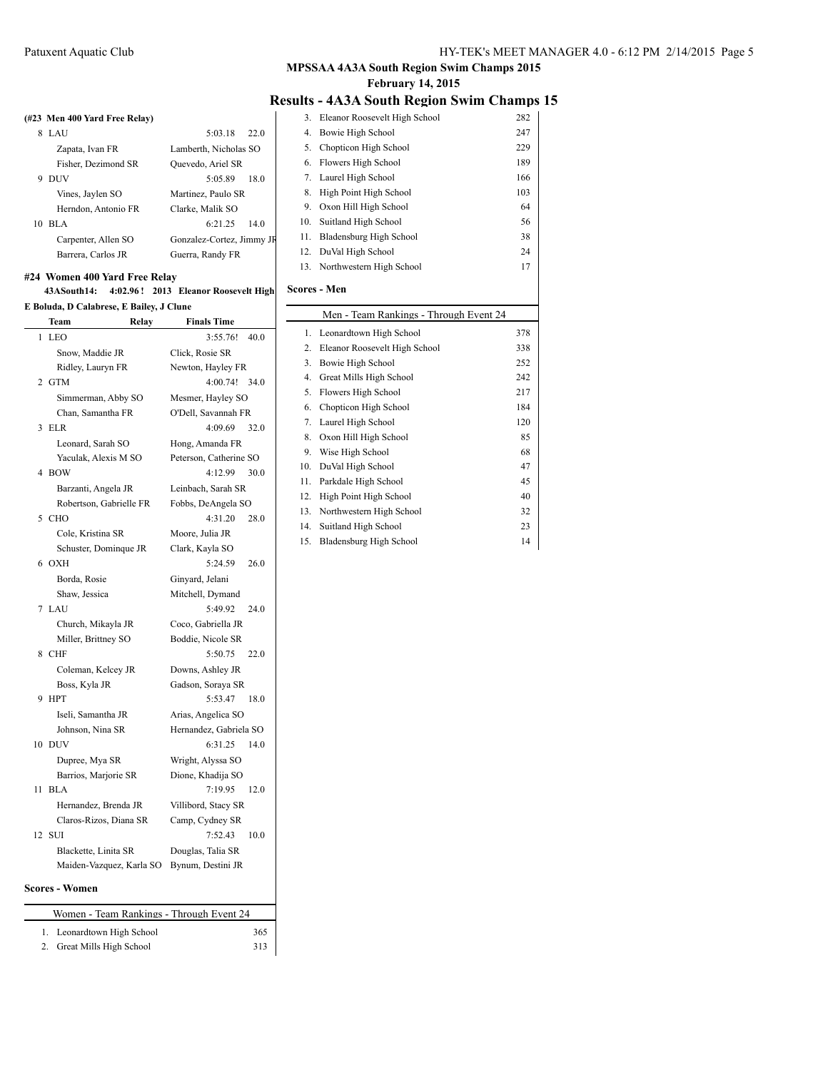## MPSSAA 4A3A South Region Swim Champs 2015

**February 14, 2015**

## Results - 4A3A South Region Swim Champs 15

### (#23 Men 400 Yard Free Relay)

| | | |
|---|---|---|
| 8 LAU | 5:03.18 | 22.0 |
| Zapata, Ivan FR | Lamberth, Nicholas SO | |
| Fisher, Dezimond SR | Quevedo, Ariel SR | |
| 9 DUV | 5:05.89 | 18.0 |
| Vines, Jaylen SO | Martinez, Paulo SR | |
| Herndon, Antonio FR | Clarke, Malik SO | |
| 10 BLA | 6:21.25 | 14.0 |
| Carpenter, Allen SO | Gonzalez-Cortez, Jimmy JR | |
| Barrera, Carlos JR | Guerra, Randy FR | |

### #24 Women 400 Yard Free Relay

**43ASouth14: 4:02.96 ! 2013 Eleanor Roosevelt High**
**E Boluda, D Calabrese, E Bailey, J Clune**

| Team | Relay | Finals Time | |
|---|---|---|---|
| 1 LEO | | 3:55.76! | 40.0 |
| Snow, Maddie JR | | Click, Rosie SR | |
| Ridley, Lauryn FR | | Newton, Hayley FR | |
| 2 GTM | | 4:00.74! | 34.0 |
| Simmerman, Abby SO | | Mesmer, Hayley SO | |
| Chan, Samantha FR | | O'Dell, Savannah FR | |
| 3 ELR | | 4:09.69 | 32.0 |
| Leonard, Sarah SO | | Hong, Amanda FR | |
| Yaculak, Alexis M SO | | Peterson, Catherine SO | |
| 4 BOW | | 4:12.99 | 30.0 |
| Barzanti, Angela JR | | Leinbach, Sarah SR | |
| Robertson, Gabrielle FR | | Fobbs, DeAngela SO | |
| 5 CHO | | 4:31.20 | 28.0 |
| Cole, Kristina SR | | Moore, Julia JR | |
| Schuster, Dominque JR | | Clark, Kayla SO | |
| 6 OXH | | 5:24.59 | 26.0 |
| Borda, Rosie | | Ginyard, Jelani | |
| Shaw, Jessica | | Mitchell, Dymand | |
| 7 LAU | | 5:49.92 | 24.0 |
| Church, Mikayla JR | | Coco, Gabriella JR | |
| Miller, Brittney SO | | Boddie, Nicole SR | |
| 8 CHF | | 5:50.75 | 22.0 |
| Coleman, Kelcey JR | | Downs, Ashley JR | |
| Boss, Kyla JR | | Gadson, Soraya SR | |
| 9 HPT | | 5:53.47 | 18.0 |
| Iseli, Samantha JR | | Arias, Angelica SO | |
| Johnson, Nina SR | | Hernandez, Gabriela SO | |
| 10 DUV | | 6:31.25 | 14.0 |
| Dupree, Mya SR | | Wright, Alyssa SO | |
| Barrios, Marjorie SR | | Dione, Khadija SO | |
| 11 BLA | | 7:19.95 | 12.0 |
| Hernandez, Brenda JR | | Villibord, Stacy SR | |
| Claros-Rizos, Diana SR | | Camp, Cydney SR | |
| 12 SUI | | 7:52.43 | 10.0 |
| Blackette, Linita SR | | Douglas, Talia SR | |
| Maiden-Vazquez, Karla SO | | Bynum, Destini JR | |

### Scores - Women

Women - Team Rankings - Through Event 24

| | | |
|---|---|---|
| 1. | Leonardtown High School | 365 |
| 2. | Great Mills High School | 313 |
| 3. | Eleanor Roosevelt High School | 282 |
| 4. | Bowie High School | 247 |
| 5. | Chopticon High School | 229 |
| 6. | Flowers High School | 189 |
| 7. | Laurel High School | 166 |
| 8. | High Point High School | 103 |
| 9. | Oxon Hill High School | 64 |
| 10. | Suitland High School | 56 |
| 11. | Bladensburg High School | 38 |
| 12. | DuVal High School | 24 |
| 13. | Northwestern High School | 17 |

### Scores - Men

Men - Team Rankings - Through Event 24

| | | |
|---|---|---|
| 1. | Leonardtown High School | 378 |
| 2. | Eleanor Roosevelt High School | 338 |
| 3. | Bowie High School | 252 |
| 4. | Great Mills High School | 242 |
| 5. | Flowers High School | 217 |
| 6. | Chopticon High School | 184 |
| 7. | Laurel High School | 120 |
| 8. | Oxon Hill High School | 85 |
| 9. | Wise High School | 68 |
| 10. | DuVal High School | 47 |
| 11. | Parkdale High School | 45 |
| 12. | High Point High School | 40 |
| 13. | Northwestern High School | 32 |
| 14. | Suitland High School | 23 |
| 15. | Bladensburg High School | 14 |